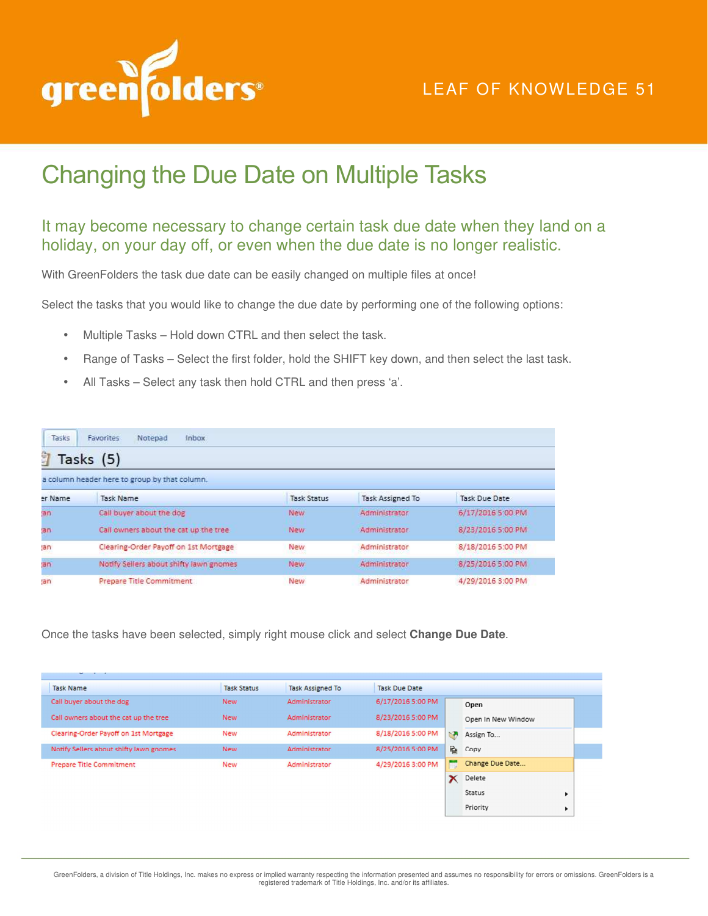LEAF OF KNOWLEDGE 51

# Changing the Due Date on Multiple Tasks

## It may become necessary to change certain task due date when they land on a holiday, on your day off, or even when the due date is no longer realistic.

With GreenFolders the task due date can be easily changed on multiple files at once!

Select the tasks that you would like to change the due date by performing one of the following options:

- Multiple Tasks – Hold down CTRL and then select the task.
- Range of Tasks – Select the first folder, hold the SHIFT key down, and then select the last task.
- All Tasks – Select any task then hold CTRL and then press 'a'.

Once the tasks have been selected, simply right mouse click and select **Change Due Date**.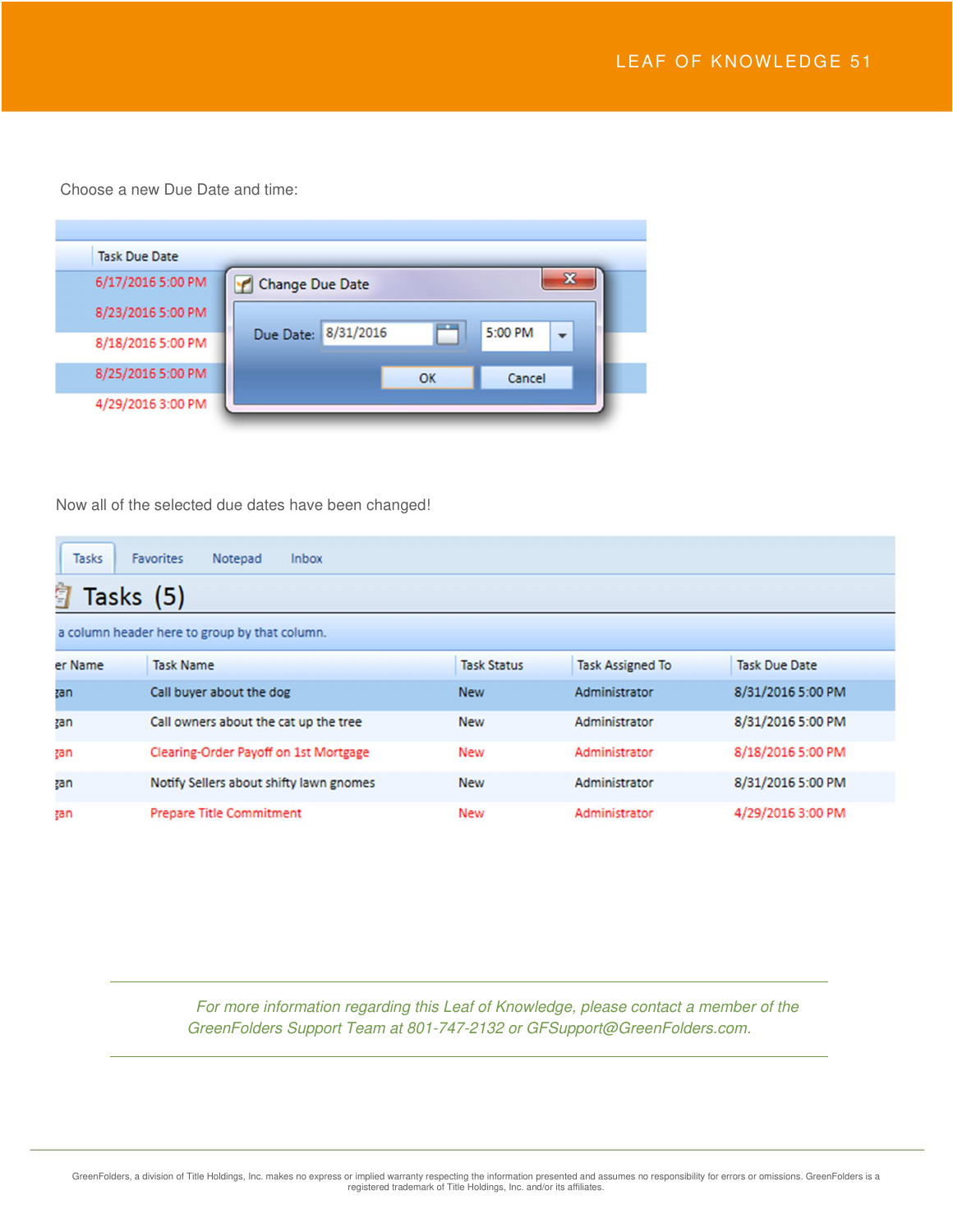Choose a new Due Date and time:

Now all of the selected due dates have been changed!

*For more information regarding this Leaf of Knowledge, please contact a member of the GreenFolders Support Team at 801-747-2132 or GFSupport@GreenFolders.com.*

GreenFolders, a division of Title Holdings, Inc. makes no express or implied warranty respecting the information presented and assumes no responsibility for errors or omissions. GreenFolders is a registered trademark of Title Holdings, Inc. and/or its affiliates.